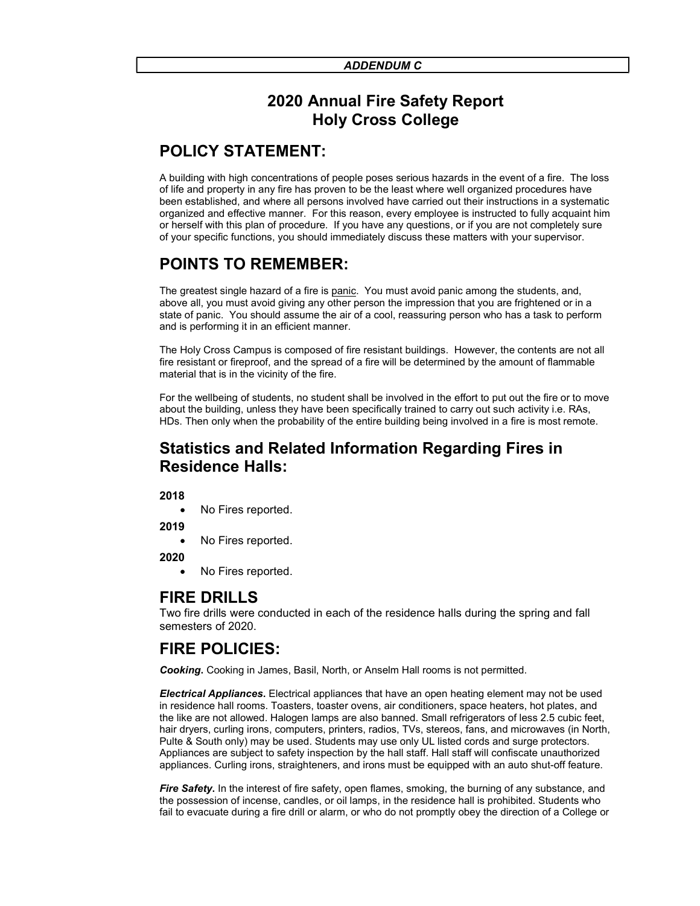***ADDENDUM C***

# 2020 Annual Fire Safety Report
# Holy Cross College

## POLICY STATEMENT:

A building with high concentrations of people poses serious hazards in the event of a fire. The loss of life and property in any fire has proven to be the least where well organized procedures have been established, and where all persons involved have carried out their instructions in a systematic organized and effective manner. For this reason, every employee is instructed to fully acquaint him or herself with this plan of procedure. If you have any questions, or if you are not completely sure of your specific functions, you should immediately discuss these matters with your supervisor.

## POINTS TO REMEMBER:

The greatest single hazard of a fire is panic. You must avoid panic among the students, and, above all, you must avoid giving any other person the impression that you are frightened or in a state of panic. You should assume the air of a cool, reassuring person who has a task to perform and is performing it in an efficient manner.

The Holy Cross Campus is composed of fire resistant buildings. However, the contents are not all fire resistant or fireproof, and the spread of a fire will be determined by the amount of flammable material that is in the vicinity of the fire.

For the wellbeing of students, no student shall be involved in the effort to put out the fire or to move about the building, unless they have been specifically trained to carry out such activity i.e. RAs, HDs. Then only when the probability of the entire building being involved in a fire is most remote.

## Statistics and Related Information Regarding Fires in Residence Halls:

**2018**

- No Fires reported.

**2019**

- No Fires reported.

**2020**

- No Fires reported.

## FIRE DRILLS

Two fire drills were conducted in each of the residence halls during the spring and fall semesters of 2020.

## FIRE POLICIES:

***Cooking***. Cooking in James, Basil, North, or Anselm Hall rooms is not permitted.

***Electrical Appliances***. Electrical appliances that have an open heating element may not be used in residence hall rooms. Toasters, toaster ovens, air conditioners, space heaters, hot plates, and the like are not allowed. Halogen lamps are also banned. Small refrigerators of less 2.5 cubic feet, hair dryers, curling irons, computers, printers, radios, TVs, stereos, fans, and microwaves (in North, Pulte & South only) may be used. Students may use only UL listed cords and surge protectors. Appliances are subject to safety inspection by the hall staff. Hall staff will confiscate unauthorized appliances. Curling irons, straighteners, and irons must be equipped with an auto shut-off feature.

***Fire Safety***. In the interest of fire safety, open flames, smoking, the burning of any substance, and the possession of incense, candles, or oil lamps, in the residence hall is prohibited. Students who fail to evacuate during a fire drill or alarm, or who do not promptly obey the direction of a College or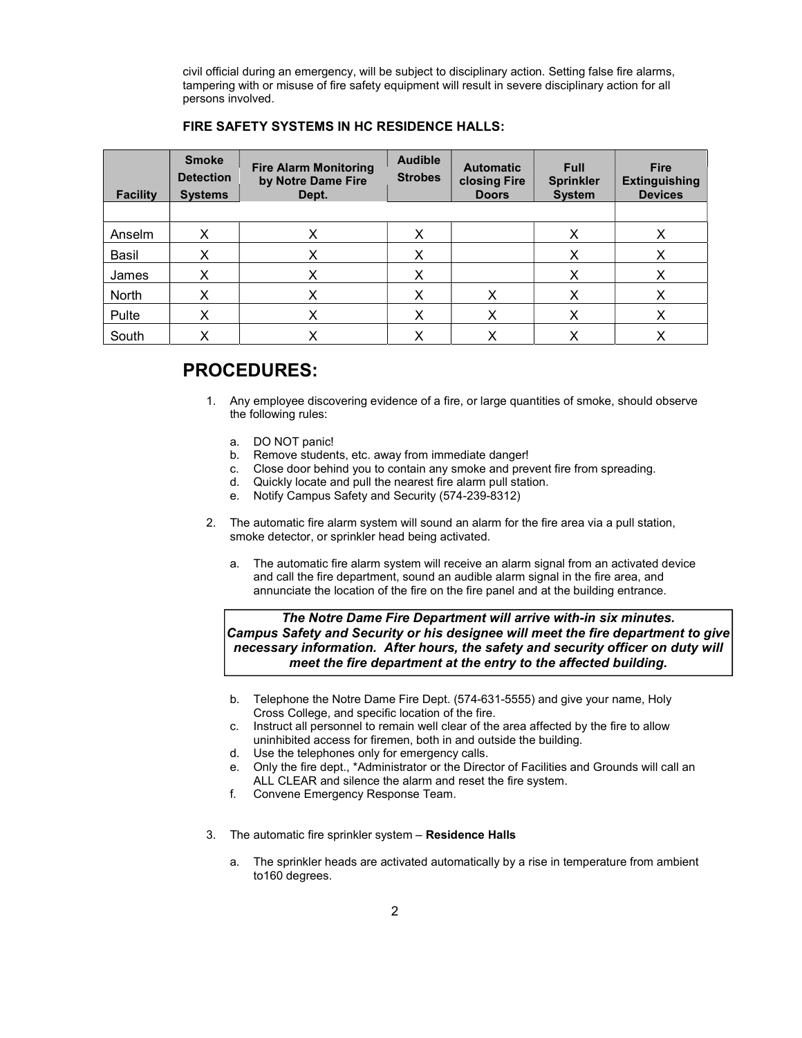civil official during an emergency, will be subject to disciplinary action. Setting false fire alarms, tampering with or misuse of fire safety equipment will result in severe disciplinary action for all persons involved.

**FIRE SAFETY SYSTEMS IN HC RESIDENCE HALLS:**

| Facility | Smoke Detection Systems | Fire Alarm Monitoring by Notre Dame Fire Dept. | Audible Strobes | Automatic closing Fire Doors | Full Sprinkler System | Fire Extinguishing Devices |
|---|---|---|---|---|---|---|
| | | | | | | |
| Anselm | X | X | X | | X | X |
| Basil | X | X | X | | X | X |
| James | X | X | X | | X | X |
| North | X | X | X | X | X | X |
| Pulte | X | X | X | X | X | X |
| South | X | X | X | X | X | X |

# PROCEDURES:

1. Any employee discovering evidence of a fire, or large quantities of smoke, should observe the following rules:

   a. DO NOT panic!
   b. Remove students, etc. away from immediate danger!
   c. Close door behind you to contain any smoke and prevent fire from spreading.
   d. Quickly locate and pull the nearest fire alarm pull station.
   e. Notify Campus Safety and Security (574-239-8312)

2. The automatic fire alarm system will sound an alarm for the fire area via a pull station, smoke detector, or sprinkler head being activated.

   a. The automatic fire alarm system will receive an alarm signal from an activated device and call the fire department, sound an audible alarm signal in the fire area, and annunciate the location of the fire on the fire panel and at the building entrance.

   ***The Notre Dame Fire Department will arrive with-in six minutes. Campus Safety and Security or his designee will meet the fire department to give necessary information. After hours, the safety and security officer on duty will meet the fire department at the entry to the affected building.***

   b. Telephone the Notre Dame Fire Dept. (574-631-5555) and give your name, Holy Cross College, and specific location of the fire.
   c. Instruct all personnel to remain well clear of the area affected by the fire to allow uninhibited access for firemen, both in and outside the building.
   d. Use the telephones only for emergency calls.
   e. Only the fire dept., *Administrator or the Director of Facilities and Grounds will call an ALL CLEAR and silence the alarm and reset the fire system.
   f. Convene Emergency Response Team.

3. The automatic fire sprinkler system – **Residence Halls**

   a. The sprinkler heads are activated automatically by a rise in temperature from ambient to160 degrees.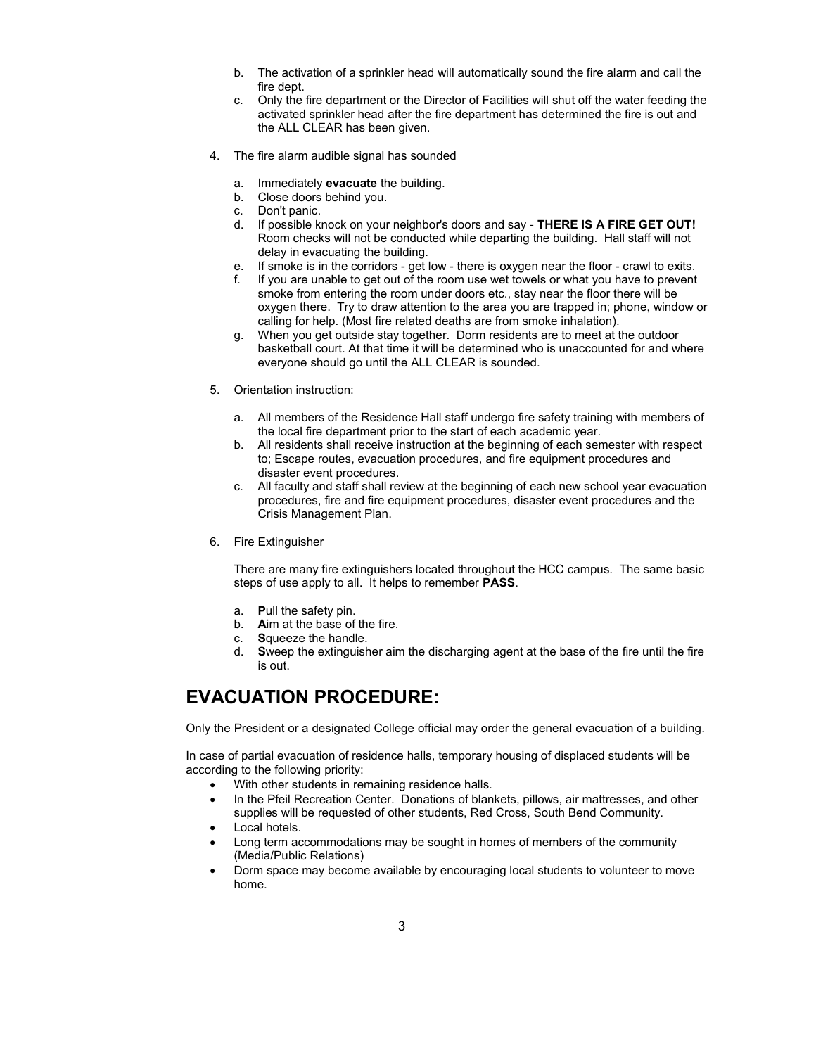b. The activation of a sprinkler head will automatically sound the fire alarm and call the fire dept.
   c. Only the fire department or the Director of Facilities will shut off the water feeding the activated sprinkler head after the fire department has determined the fire is out and the ALL CLEAR has been given.

4. The fire alarm audible signal has sounded

   a. Immediately **evacuate** the building.
   b. Close doors behind you.
   c. Don't panic.
   d. If possible knock on your neighbor's doors and say - **THERE IS A FIRE GET OUT!** Room checks will not be conducted while departing the building. Hall staff will not delay in evacuating the building.
   e. If smoke is in the corridors - get low - there is oxygen near the floor - crawl to exits.
   f. If you are unable to get out of the room use wet towels or what you have to prevent smoke from entering the room under doors etc., stay near the floor there will be oxygen there. Try to draw attention to the area you are trapped in; phone, window or calling for help. (Most fire related deaths are from smoke inhalation).
   g. When you get outside stay together. Dorm residents are to meet at the outdoor basketball court. At that time it will be determined who is unaccounted for and where everyone should go until the ALL CLEAR is sounded.

5. Orientation instruction:

   a. All members of the Residence Hall staff undergo fire safety training with members of the local fire department prior to the start of each academic year.
   b. All residents shall receive instruction at the beginning of each semester with respect to; Escape routes, evacuation procedures, and fire equipment procedures and disaster event procedures.
   c. All faculty and staff shall review at the beginning of each new school year evacuation procedures, fire and fire equipment procedures, disaster event procedures and the Crisis Management Plan.

6. Fire Extinguisher

   There are many fire extinguishers located throughout the HCC campus. The same basic steps of use apply to all. It helps to remember **PASS**.

   a. **P**ull the safety pin.
   b. **A**im at the base of the fire.
   c. **S**queeze the handle.
   d. **S**weep the extinguisher aim the discharging agent at the base of the fire until the fire is out.

## EVACUATION PROCEDURE:

Only the President or a designated College official may order the general evacuation of a building.

In case of partial evacuation of residence halls, temporary housing of displaced students will be according to the following priority:

- With other students in remaining residence halls.
- In the Pfeil Recreation Center. Donations of blankets, pillows, air mattresses, and other supplies will be requested of other students, Red Cross, South Bend Community.
- Local hotels.
- Long term accommodations may be sought in homes of members of the community (Media/Public Relations)
- Dorm space may become available by encouraging local students to volunteer to move home.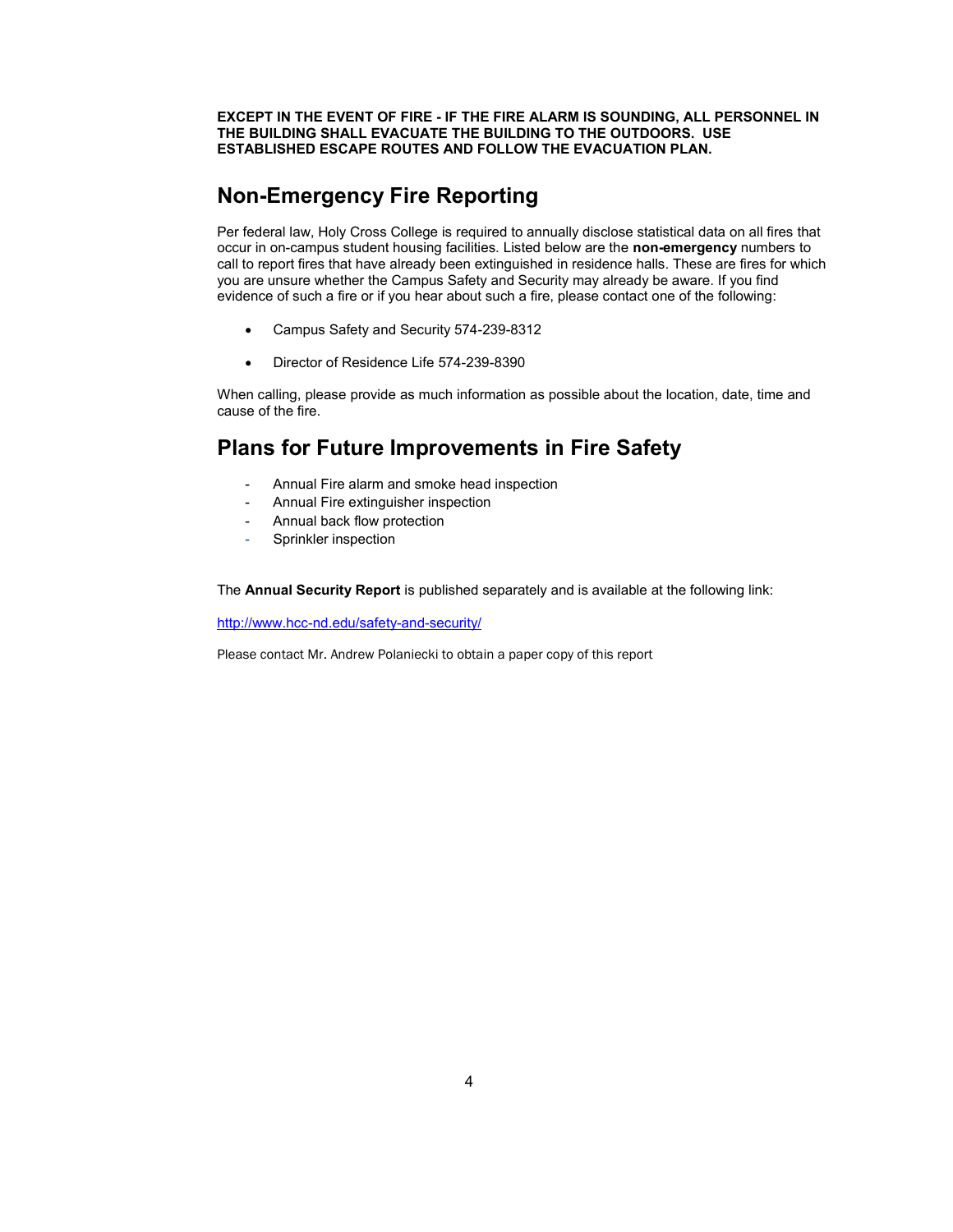**EXCEPT IN THE EVENT OF FIRE - IF THE FIRE ALARM IS SOUNDING, ALL PERSONNEL IN THE BUILDING SHALL EVACUATE THE BUILDING TO THE OUTDOORS. USE ESTABLISHED ESCAPE ROUTES AND FOLLOW THE EVACUATION PLAN.**

## Non-Emergency Fire Reporting

Per federal law, Holy Cross College is required to annually disclose statistical data on all fires that occur in on-campus student housing facilities. Listed below are the **non-emergency** numbers to call to report fires that have already been extinguished in residence halls. These are fires for which you are unsure whether the Campus Safety and Security may already be aware. If you find evidence of such a fire or if you hear about such a fire, please contact one of the following:

- Campus Safety and Security 574-239-8312
- Director of Residence Life 574-239-8390

When calling, please provide as much information as possible about the location, date, time and cause of the fire.

## Plans for Future Improvements in Fire Safety

- Annual Fire alarm and smoke head inspection
- Annual Fire extinguisher inspection
- Annual back flow protection
- Sprinkler inspection

The **Annual Security Report** is published separately and is available at the following link:

http://www.hcc-nd.edu/safety-and-security/

Please contact Mr. Andrew Polaniecki to obtain a paper copy of this report